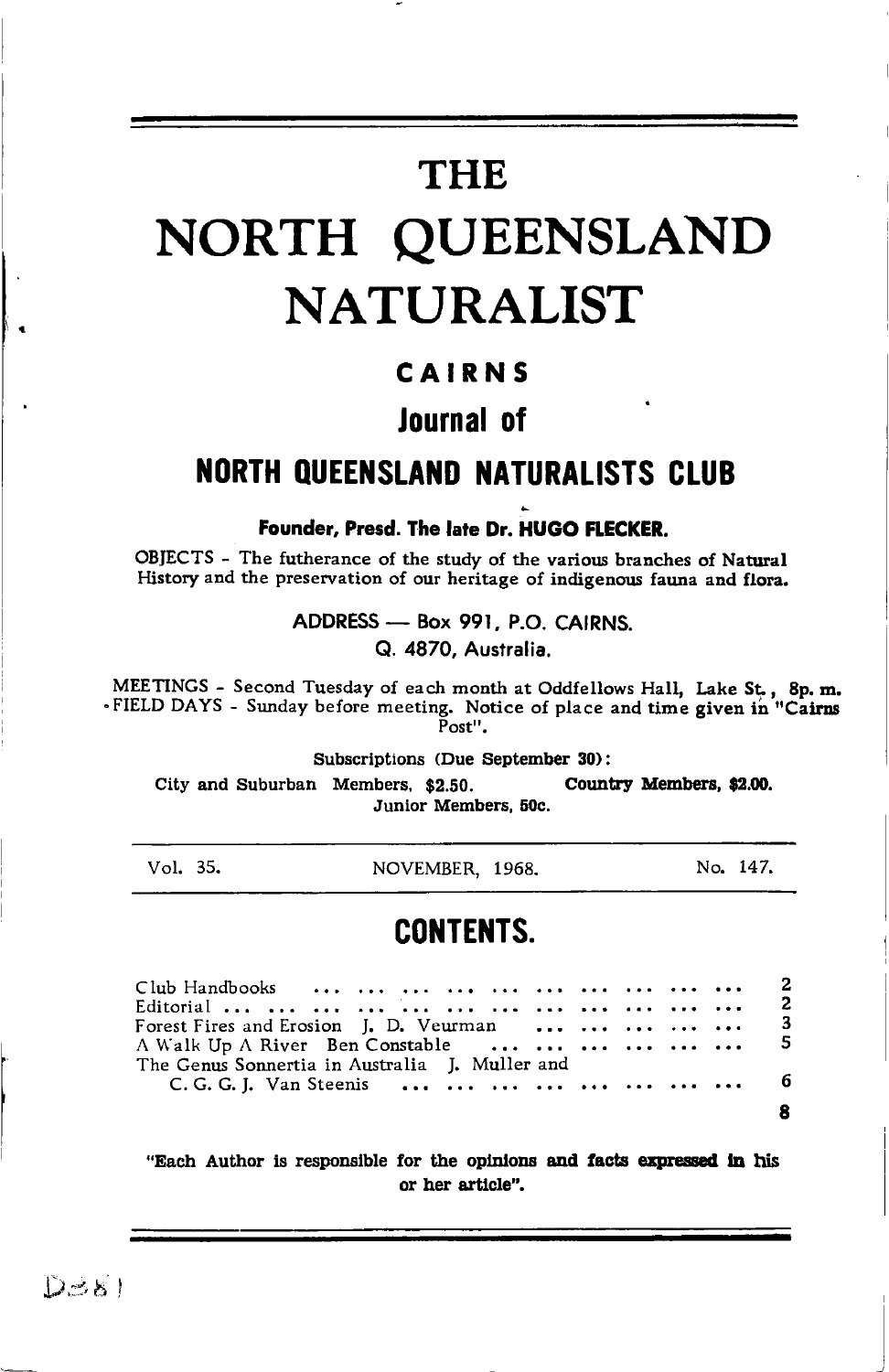# THE

# NORTH QUEENSLAND NATURALIST

## CAIRNS

## Journal of

## NORTH QUEENSLAND NATURALISTS CLUB

**Founder, Presd. The late Dr. HUGO FLECKER.**

OBJECTS - The futherance of the study of the various branches of Natural History and the preservation of our heritage of indigenous fauna and flora.

ADDRESS — Box 991, P.O. CAIRNS.
Q. 4870, Australia.

MEETINGS - Second Tuesday of each month at Oddfellows Hall, Lake St., 8p. m.
FIELD DAYS - Sunday before meeting. Notice of place and time given in "Cairns Post".

Subscriptions (Due September 30):

City and Suburban Members, $2.50. **Country Members, $2.00.**
Junior Members, 50c.

Vol. 35. NOVEMBER, 1968. No. 147.

## CONTENTS.

| | |
|---|---|
| Club Handbooks | 2 |
| Editorial | 2 |
| Forest Fires and Erosion J. D. Veurman | 3 |
| A Walk Up A River Ben Constable | 5 |
| The Genus Sonnertia in Australia J. Muller and C. G. G. J. Van Steenis | 6 |
| | 8 |

"Each Author is responsible for the opinions and facts expressed in his or her article".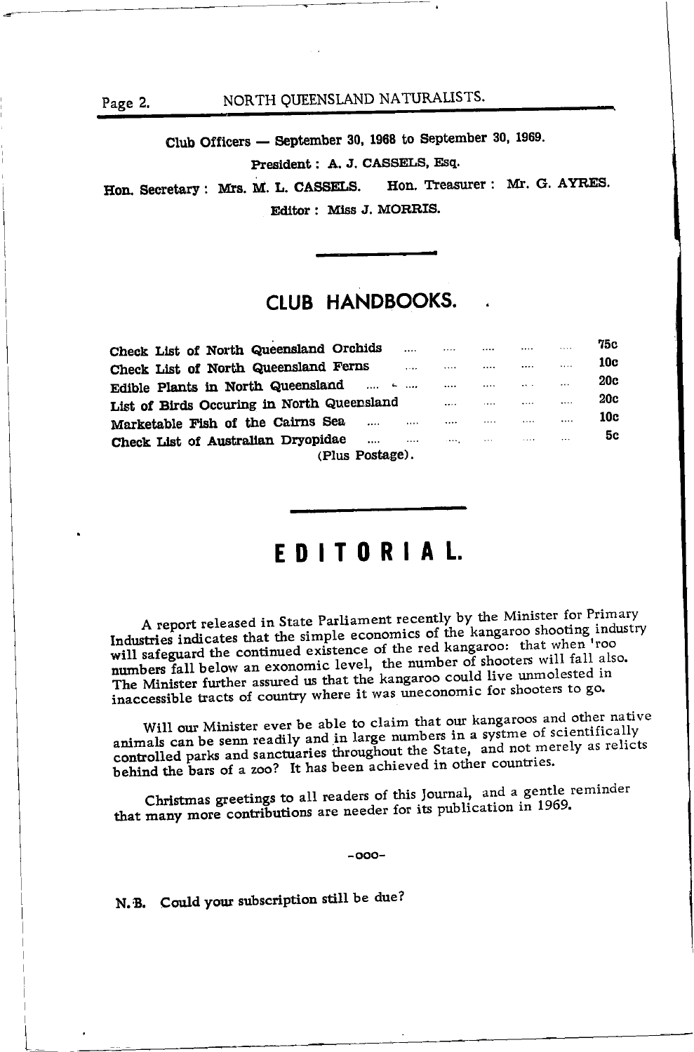Club Officers — September 30, 1968 to September 30, 1969.

President : A. J. CASSELS, Esq.

Hon. Secretary : Mrs. M. L. CASSELS. Hon. Treasurer : Mr. G. AYRES.

Editor : Miss J. MORRIS.

## CLUB HANDBOOKS.

| | |
|---|---|
| Check List of North Queensland Orchids | 75c |
| Check List of North Queensland Ferns | 10c |
| Edible Plants in North Queensland | 20c |
| List of Birds Occuring in North Queensland | 20c |
| Marketable Fish of the Cairns Sea | 10c |
| Check List of Australian Dryopidae | 5c |

(Plus Postage).

# EDITORIAL.

A report released in State Parliament recently by the Minister for Primary Industries indicates that the simple economics of the kangaroo shooting industry will safeguard the continued existence of the red kangaroo: that when 'roo numbers fall below an exonomic level, the number of shooters will fall also. The Minister further assured us that the kangaroo could live unmolested in inaccessible tracts of country where it was uneconomic for shooters to go.

Will our Minister ever be able to claim that our kangaroos and other native animals can be senn readily and in large numbers in a systme of scientifically controlled parks and sanctuaries throughout the State, and not merely as relicts behind the bars of a zoo? It has been achieved in other countries.

Christmas greetings to all readers of this Journal, and a gentle reminder that many more contributions are needer for its publication in 1969.

-ooo-

N.B. Could your subscription still be due?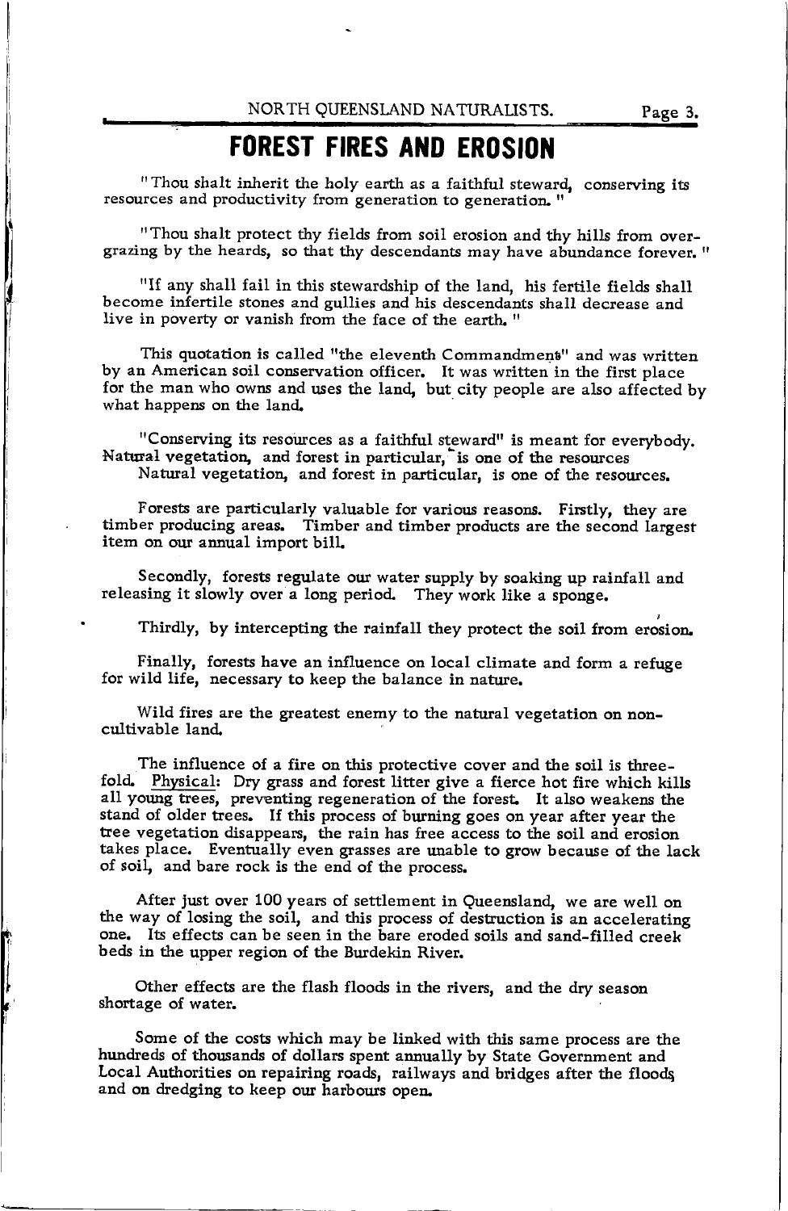# FOREST FIRES AND EROSION

"Thou shalt inherit the holy earth as a faithful steward, conserving its resources and productivity from generation to generation. "

"Thou shalt protect thy fields from soil erosion and thy hills from over-grazing by the heards, so that thy descendants may have abundance forever. "

"If any shall fail in this stewardship of the land, his fertile fields shall become infertile stones and gullies and his descendants shall decrease and live in poverty or vanish from the face of the earth. "

This quotation is called "the eleventh Commandment" and was written by an American soil conservation officer. It was written in the first place for the man who owns and uses the land, but city people are also affected by what happens on the land.

"Conserving its resources as a faithful steward" is meant for everybody. Natural vegetation, and forest in particular, is one of the resources
Natural vegetation, and forest in particular, is one of the resources.

Forests are particularly valuable for various reasons. Firstly, they are timber producing areas. Timber and timber products are the second largest item on our annual import bill.

Secondly, forests regulate our water supply by soaking up rainfall and releasing it slowly over a long period. They work like a sponge.

Thirdly, by intercepting the rainfall they protect the soil from erosion.

Finally, forests have an influence on local climate and form a refuge for wild life, necessary to keep the balance in nature.

Wild fires are the greatest enemy to the natural vegetation on non-cultivable land.

The influence of a fire on this protective cover and the soil is three-fold. Physical: Dry grass and forest litter give a fierce hot fire which kills all young trees, preventing regeneration of the forest. It also weakens the stand of older trees. If this process of burning goes on year after year the tree vegetation disappears, the rain has free access to the soil and erosion takes place. Eventually even grasses are unable to grow because of the lack of soil, and bare rock is the end of the process.

After just over 100 years of settlement in Queensland, we are well on the way of losing the soil, and this process of destruction is an accelerating one. Its effects can be seen in the bare eroded soils and sand-filled creek beds in the upper region of the Burdekin River.

Other effects are the flash floods in the rivers, and the dry season shortage of water.

Some of the costs which may be linked with this same process are the hundreds of thousands of dollars spent annually by State Government and Local Authorities on repairing roads, railways and bridges after the floods and on dredging to keep our harbours open.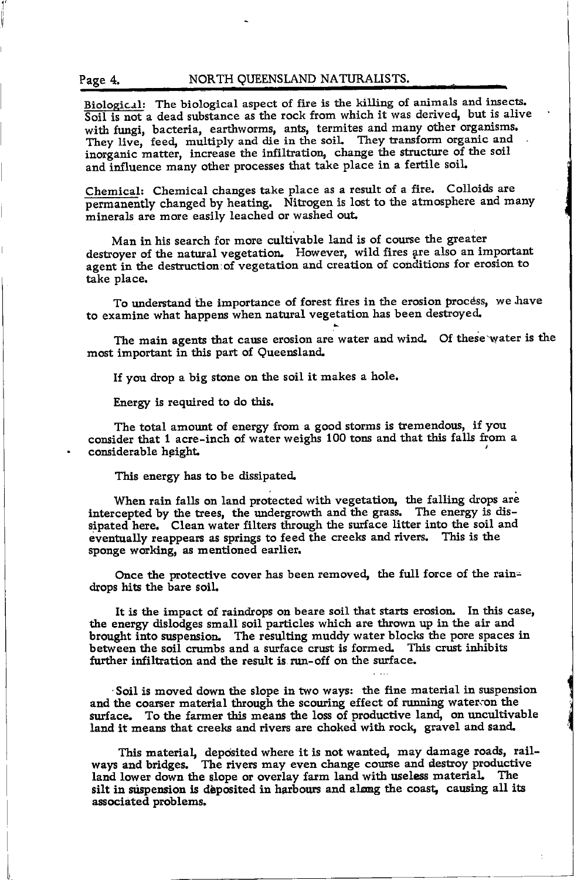<u>Biological</u>: The biological aspect of fire is the killing of animals and insects. Soil is not a dead substance as the rock from which it was derived, but is alive with fungi, bacteria, earthworms, ants, termites and many other organisms. They live, feed, multiply and die in the soil. They transform organic and inorganic matter, increase the infiltration, change the structure of the soil and influence many other processes that take place in a fertile soil.

<u>Chemical</u>: Chemical changes take place as a result of a fire. Colloids are permanently changed by heating. Nitrogen is lost to the atmosphere and many minerals are more easily leached or washed out.

Man in his search for more cultivable land is of course the greater destroyer of the natural vegetation. However, wild fires are also an important agent in the destruction of vegetation and creation of conditions for erosion to take place.

To understand the importance of forest fires in the erosion process, we have to examine what happens when natural vegetation has been destroyed.

The main agents that cause erosion are water and wind. Of these water is the most important in this part of Queensland.

If you drop a big stone on the soil it makes a hole.

Energy is required to do this.

The total amount of energy from a good storms is tremendous, if you consider that 1 acre-inch of water weighs 100 tons and that this falls from a considerable height.

This energy has to be dissipated.

When rain falls on land protected with vegetation, the falling drops are intercepted by the trees, the undergrowth and the grass. The energy is dissipated here. Clean water filters through the surface litter into the soil and eventually reappears as springs to feed the creeks and rivers. This is the sponge working, as mentioned earlier.

Once the protective cover has been removed, the full force of the raindrops hits the bare soil.

It is the impact of raindrops on beare soil that starts erosion. In this case, the energy dislodges small soil particles which are thrown up in the air and brought into suspension. The resulting muddy water blocks the pore spaces in between the soil crumbs and a surface crust is formed. This crust inhibits further infiltration and the result is run-off on the surface.

Soil is moved down the slope in two ways: the fine material in suspension and the coarser material through the scouring effect of running water on the surface. To the farmer this means the loss of productive land, on uncultivable land it means that creeks and rivers are choked with rock, gravel and sand.

This material, deposited where it is not wanted, may damage roads, railways and bridges. The rivers may even change course and destroy productive land lower down the slope or overlay farm land with useless material. The silt in suspension is deposited in harbours and along the coast, causing all its associated problems.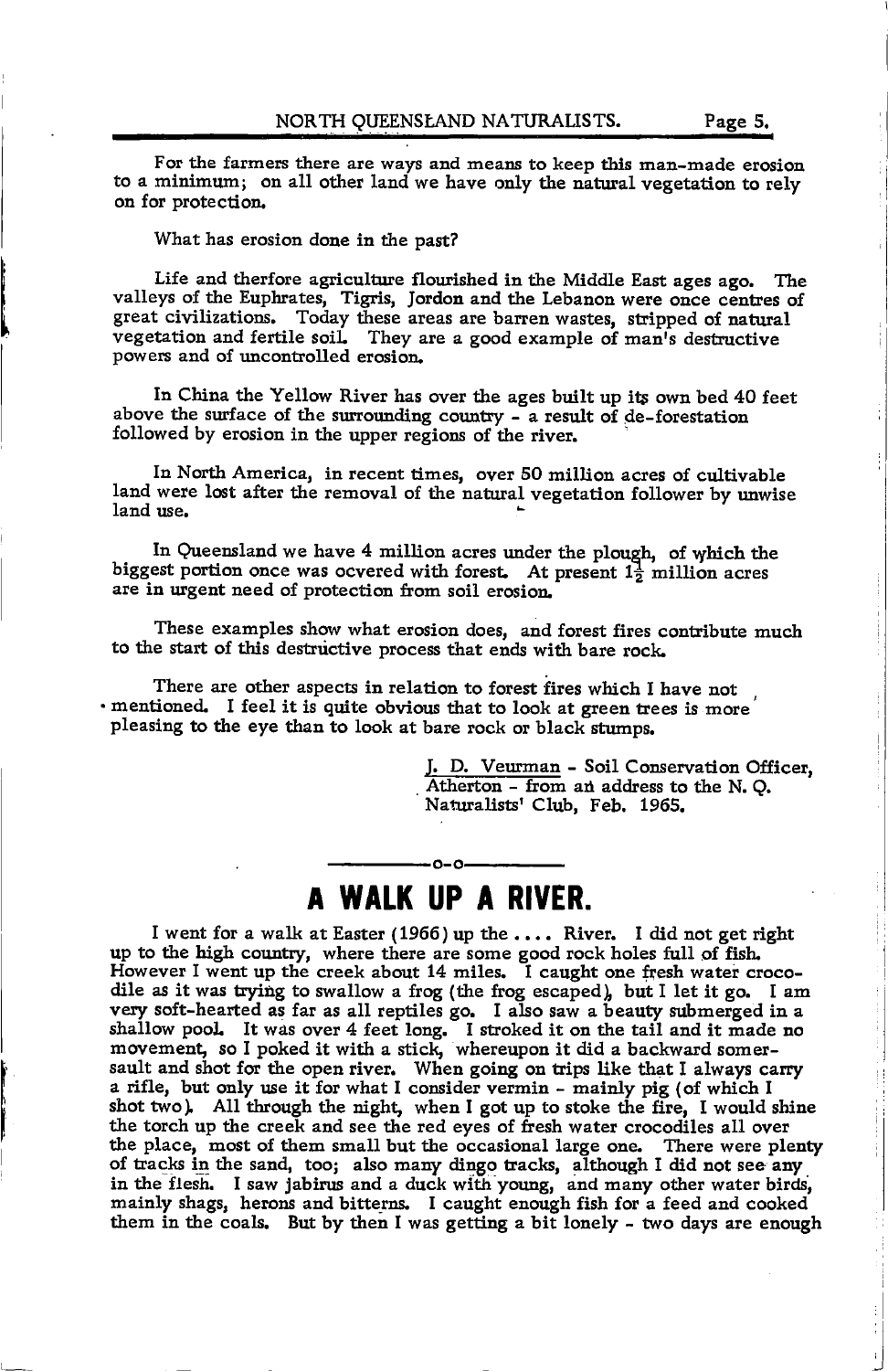For the farmers there are ways and means to keep this man-made erosion to a minimum; on all other land we have only the natural vegetation to rely on for protection.

What has erosion done in the past?

Life and therfore agriculture flourished in the Middle East ages ago. The valleys of the Euphrates, Tigris, Jordon and the Lebanon were once centres of great civilizations. Today these areas are barren wastes, stripped of natural vegetation and fertile soil. They are a good example of man's destructive powers and of uncontrolled erosion.

In China the Yellow River has over the ages built up its own bed 40 feet above the surface of the surrounding country - a result of de-forestation followed by erosion in the upper regions of the river.

In North America, in recent times, over 50 million acres of cultivable land were lost after the removal of the natural vegetation follower by unwise land use.

In Queensland we have 4 million acres under the plough, of which the biggest portion once was ocvered with forest. At present 1½ million acres are in urgent need of protection from soil erosion.

These examples show what erosion does, and forest fires contribute much to the start of this destructive process that ends with bare rock.

There are other aspects in relation to forest fires which I have not mentioned. I feel it is quite obvious that to look at green trees is more pleasing to the eye than to look at bare rock or black stumps.

<u>J. D. Veurman</u> - Soil Conservation Officer, Atherton - from an address to the N. Q. Naturalists' Club, Feb. 1965.

---

# A WALK UP A RIVER.

I went for a walk at Easter (1966) up the .... River. I did not get right up to the high country, where there are some good rock holes full of fish. However I went up the creek about 14 miles. I caught one fresh water crocodile as it was trying to swallow a frog (the frog escaped), but I let it go. I am very soft-hearted as far as all reptiles go. I also saw a beauty submerged in a shallow pool. It was over 4 feet long. I stroked it on the tail and it made no movement, so I poked it with a stick, whereupon it did a backward somersault and shot for the open river. When going on trips like that I always carry a rifle, but only use it for what I consider vermin - mainly pig (of which I shot two). All through the night, when I got up to stoke the fire, I would shine the torch up the creek and see the red eyes of fresh water crocodiles all over the place, most of them small but the occasional large one. There were plenty of tracks in the sand, too; also many dingo tracks, although I did not see any in the flesh. I saw jabirus and a duck with young, and many other water birds, mainly shags, herons and bitterns. I caught enough fish for a feed and cooked them in the coals. But by then I was getting a bit lonely - two days are enough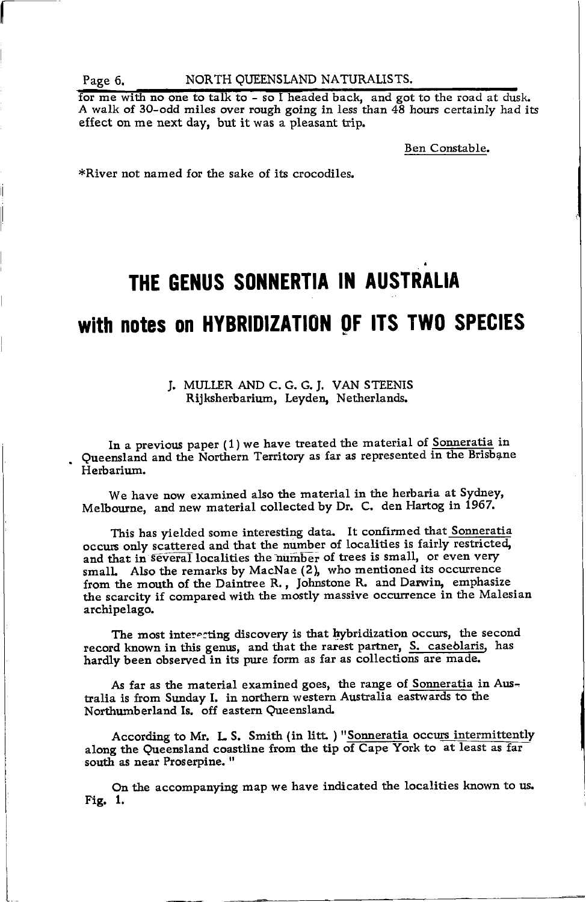for me with no one to talk to - so I headed back, and got to the road at dusk. A walk of 30-odd miles over rough going in less than 48 hours certainly had its effect on me next day, but it was a pleasant trip.

Ben Constable.

*River not named for the sake of its crocodiles.

# THE GENUS SONNERTIA IN AUSTRALIA

## with notes on HYBRIDIZATION OF ITS TWO SPECIES

J. MULLER AND C. G. G. J. VAN STEENIS
Rijksherbarium, Leyden, Netherlands.

In a previous paper (1) we have treated the material of *Sonneratia* in Queensland and the Northern Territory as far as represented in the Brisbane Herbarium.

We have now examined also the material in the herbaria at Sydney, Melbourne, and new material collected by Dr. C. den Hartog in 1967.

This has yielded some interesting data. It confirmed that *Sonneratia* occurs only scattered and that the number of localities is fairly restricted, and that in several localities the number of trees is small, or even very small. Also the remarks by MacNae (2), who mentioned its occurrence from the mouth of the Daintree R., Johnstone R. and Darwin, emphasize the scarcity if compared with the mostly massive occurrence in the Malesian archipelago.

The most interesting discovery is that hybridization occurs, the second record known in this genus, and that the rarest partner, *S. caseolaris*, has hardly been observed in its pure form as far as collections are made.

As far as the material examined goes, the range of *Sonneratia* in Australia is from Sunday I. in northern western Australia eastwards to the Northumberland Is. off eastern Queensland.

According to Mr. L. S. Smith (in litt.) "*Sonneratia* occurs intermittently along the Queensland coastline from the tip of Cape York to at least as far south as near Proserpine."

On the accompanying map we have indicated the localities known to us. Fig. 1.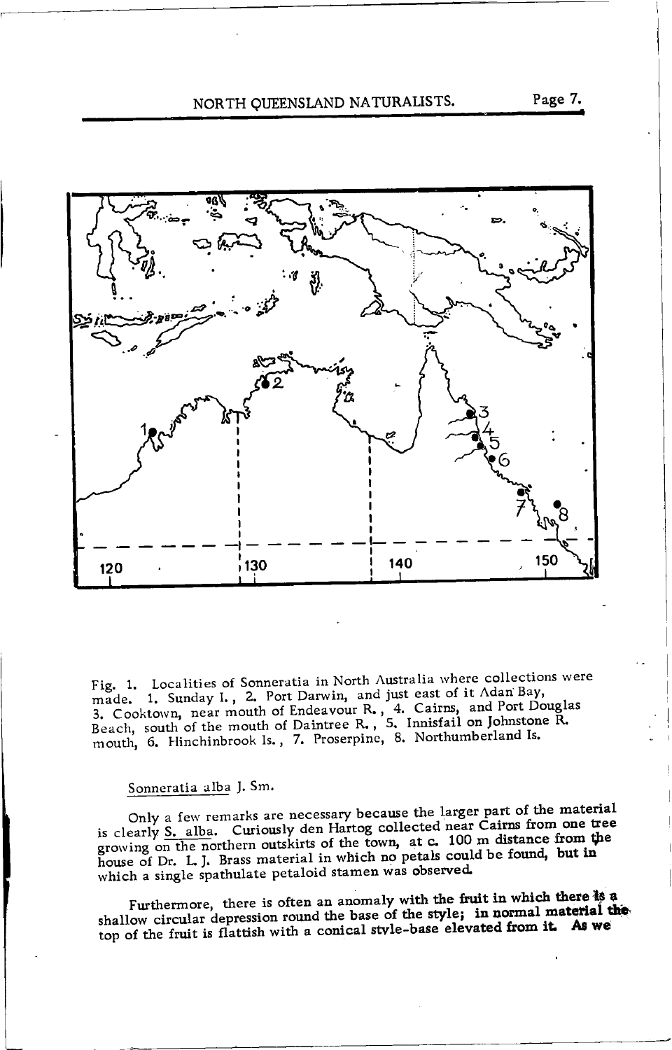Fig. 1. Localities of Sonneratia in North Australia where collections were made. 1. Sunday I., 2. Port Darwin, and just east of it Adan Bay, 3. Cooktown, near mouth of Endeavour R., 4. Cairns, and Port Douglas Beach, south of the mouth of Daintree R., 5. Innisfail on Johnstone R. mouth, 6. Hinchinbrook Is., 7. Proserpine, 8. Northumberland Is.

Sonneratia alba J. Sm.

Only a few remarks are necessary because the larger part of the material is clearly S. alba. Curiously den Hartog collected near Cairns from one tree growing on the northern outskirts of the town, at c. 100 m distance from the house of Dr. L. J. Brass material in which no petals could be found, but in which a single spathulate petaloid stamen was observed.

Furthermore, there is often an anomaly with the fruit in which there is a shallow circular depression round the base of the style; in normal material the top of the fruit is flattish with a conical style-base elevated from it. As we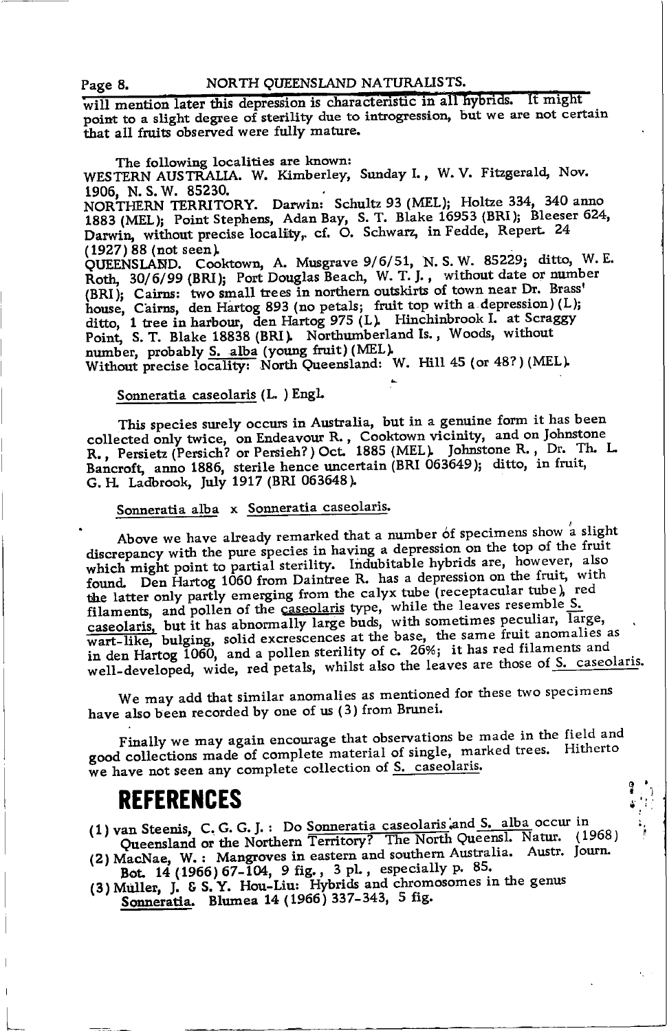will mention later this depression is characteristic in all hybrids. It might point to a slight degree of sterility due to introgression, but we are not certain that all fruits observed were fully mature.

The following localities are known:

WESTERN AUSTRALIA. W. Kimberley, Sunday I., W. V. Fitzgerald, Nov. 1906, N. S. W. 85230.

NORTHERN TERRITORY. Darwin: Schultz 93 (MEL); Holtze 334, 340 anno 1883 (MEL); Point Stephens, Adan Bay, S. T. Blake 16953 (BRI); Bleeser 624, Darwin, without precise locality, cf. O. Schwarz, in Fedde, Repert. 24 (1927) 88 (not seen).

QUEENSLAND. Cooktown, A. Musgrave 9/6/51, N. S. W. 85229; ditto, W. E. Roth, 30/6/99 (BRI); Port Douglas Beach, W. T. J., without date or number (BRI); Cairns: two small trees in northern outskirts of town near Dr. Brass' house, Cairns, den Hartog 893 (no petals; fruit top with a depression) (L); ditto, 1 tree in harbour, den Hartog 975 (L). Hinchinbrook I. at Scraggy Point, S. T. Blake 18838 (BRI). Northumberland Is., Woods, without number, probably S. alba (young fruit) (MEL).

Without precise locality: North Queensland: W. Hill 45 (or 48?) (MEL).

Sonneratia caseolaris (L.) Engl.

This species surely occurs in Australia, but in a genuine form it has been collected only twice, on Endeavour R., Cooktown vicinity, and on Johnstone R., Persietz (Persich? or Persieh?) Oct. 1885 (MEL). Johnstone R., Dr. Th. L. Bancroft, anno 1886, sterile hence uncertain (BRI 063649); ditto, in fruit, G. H. Ladbrook, July 1917 (BRI 063648).

Sonneratia alba x Sonneratia caseolaris.

Above we have already remarked that a number of specimens show a slight discrepancy with the pure species in having a depression on the top of the fruit which might point to partial sterility. Indubitable hybrids are, however, also found. Den Hartog 1060 from Daintree R. has a depression on the fruit, with the latter only partly emerging from the calyx tube (receptacular tube), red filaments, and pollen of the caseolaris type, while the leaves resemble S. caseolaris, but it has abnormally large buds, with sometimes peculiar, large, wart-like, bulging, solid excrescences at the base, the same fruit anomalies as in den Hartog 1060, and a pollen sterility of c. 26%; it has red filaments and well-developed, wide, red petals, whilst also the leaves are those of S. caseolaris.

We may add that similar anomalies as mentioned for these two specimens have also been recorded by one of us (3) from Brunei.

Finally we may again encourage that observations be made in the field and good collections made of complete material of single, marked trees. Hitherto we have not seen any complete collection of S. caseolaris.

# REFERENCES

(1) van Steenis, C. G. G. J.: Do Sonneratia caseolaris and S. alba occur in Queensland or the Northern Territory? The North Queensl. Natur. (1968)

(2) MacNae, W.: Mangroves in eastern and southern Australia. Austr. Journ. Bot. 14 (1966) 67-104, 9 fig., 3 pl., especially p. 85.

(3) Müller, J. & S. Y. Hou-Liu: Hybrids and chromosomes in the genus Sonneratia. Blumea 14 (1966) 337-343, 5 fig.